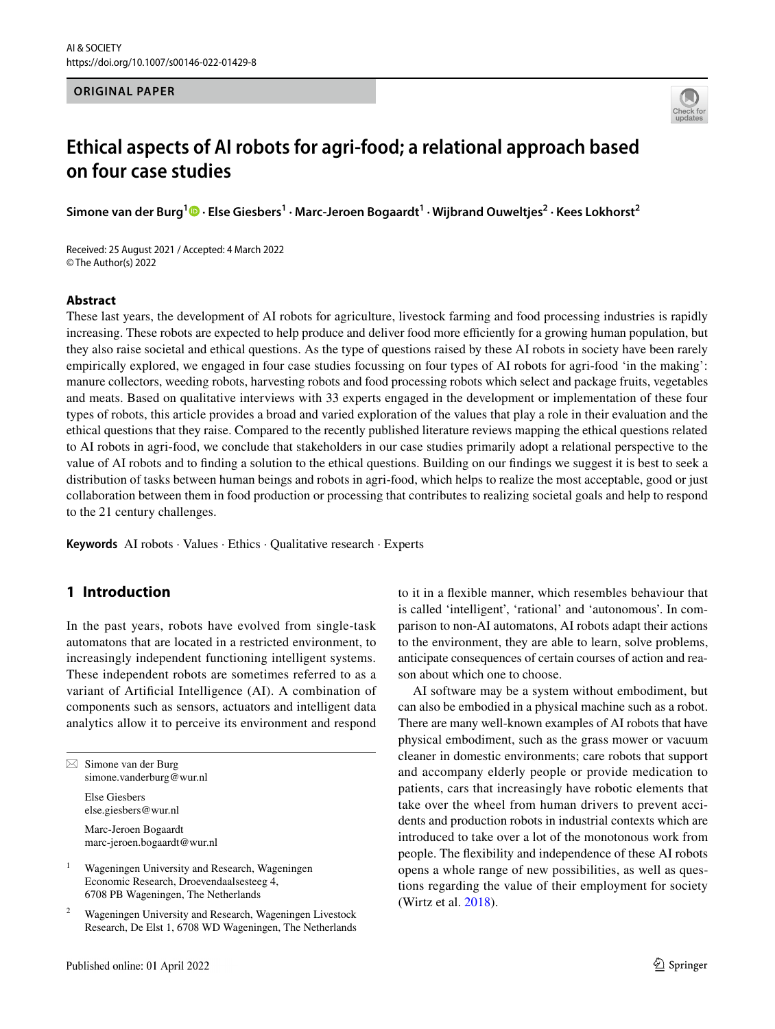ORIGINAL PAPER

# Ethical aspects of AI robots for agri-food; a relational approach based on four case studies

**Simone van der Burg[1] · Else Giesbers[1] · Marc-Jeroen Bogaardt[1] · Wijbrand Ouweltjes[2] · Kees Lokhorst[2]**

Received: 25 August 2021 / Accepted: 4 March 2022
© The Author(s) 2022

## Abstract

These last years, the development of AI robots for agriculture, livestock farming and food processing industries is rapidly increasing. These robots are expected to help produce and deliver food more efficiently for a growing human population, but they also raise societal and ethical questions. As the type of questions raised by these AI robots in society have been rarely empirically explored, we engaged in four case studies focussing on four types of AI robots for agri-food 'in the making': manure collectors, weeding robots, harvesting robots and food processing robots which select and package fruits, vegetables and meats. Based on qualitative interviews with 33 experts engaged in the development or implementation of these four types of robots, this article provides a broad and varied exploration of the values that play a role in their evaluation and the ethical questions that they raise. Compared to the recently published literature reviews mapping the ethical questions related to AI robots in agri-food, we conclude that stakeholders in our case studies primarily adopt a relational perspective to the value of AI robots and to finding a solution to the ethical questions. Building on our findings we suggest it is best to seek a distribution of tasks between human beings and robots in agri-food, which helps to realize the most acceptable, good or just collaboration between them in food production or processing that contributes to realizing societal goals and help to respond to the 21 century challenges.

**Keywords** AI robots · Values · Ethics · Qualitative research · Experts

## 1 Introduction

In the past years, robots have evolved from single-task automatons that are located in a restricted environment, to increasingly independent functioning intelligent systems. These independent robots are sometimes referred to as a variant of Artificial Intelligence (AI). A combination of components such as sensors, actuators and intelligent data analytics allow it to perceive its environment and respond to it in a flexible manner, which resembles behaviour that is called 'intelligent', 'rational' and 'autonomous'. In comparison to non-AI automatons, AI robots adapt their actions to the environment, they are able to learn, solve problems, anticipate consequences of certain courses of action and reason about which one to choose.

AI software may be a system without embodiment, but can also be embodied in a physical machine such as a robot. There are many well-known examples of AI robots that have physical embodiment, such as the grass mower or vacuum cleaner in domestic environments; care robots that support and accompany elderly people or provide medication to patients, cars that increasingly have robotic elements that take over the wheel from human drivers to prevent accidents and production robots in industrial contexts which are introduced to take over a lot of the monotonous work from people. The flexibility and independence of these AI robots opens a whole range of new possibilities, as well as questions regarding the value of their employment for society (Wirtz et al. 2018).

---

✉ Simone van der Burg
simone.vanderburg@wur.nl

Else Giesbers
else.giesbers@wur.nl

Marc-Jeroen Bogaardt
marc-jeroen.bogaardt@wur.nl

[1] Wageningen University and Research, Wageningen Economic Research, Droevendaalsesteeg 4, 6708 PB Wageningen, The Netherlands

[2] Wageningen University and Research, Wageningen Livestock Research, De Elst 1, 6708 WD Wageningen, The Netherlands

Published online: 01 April 2022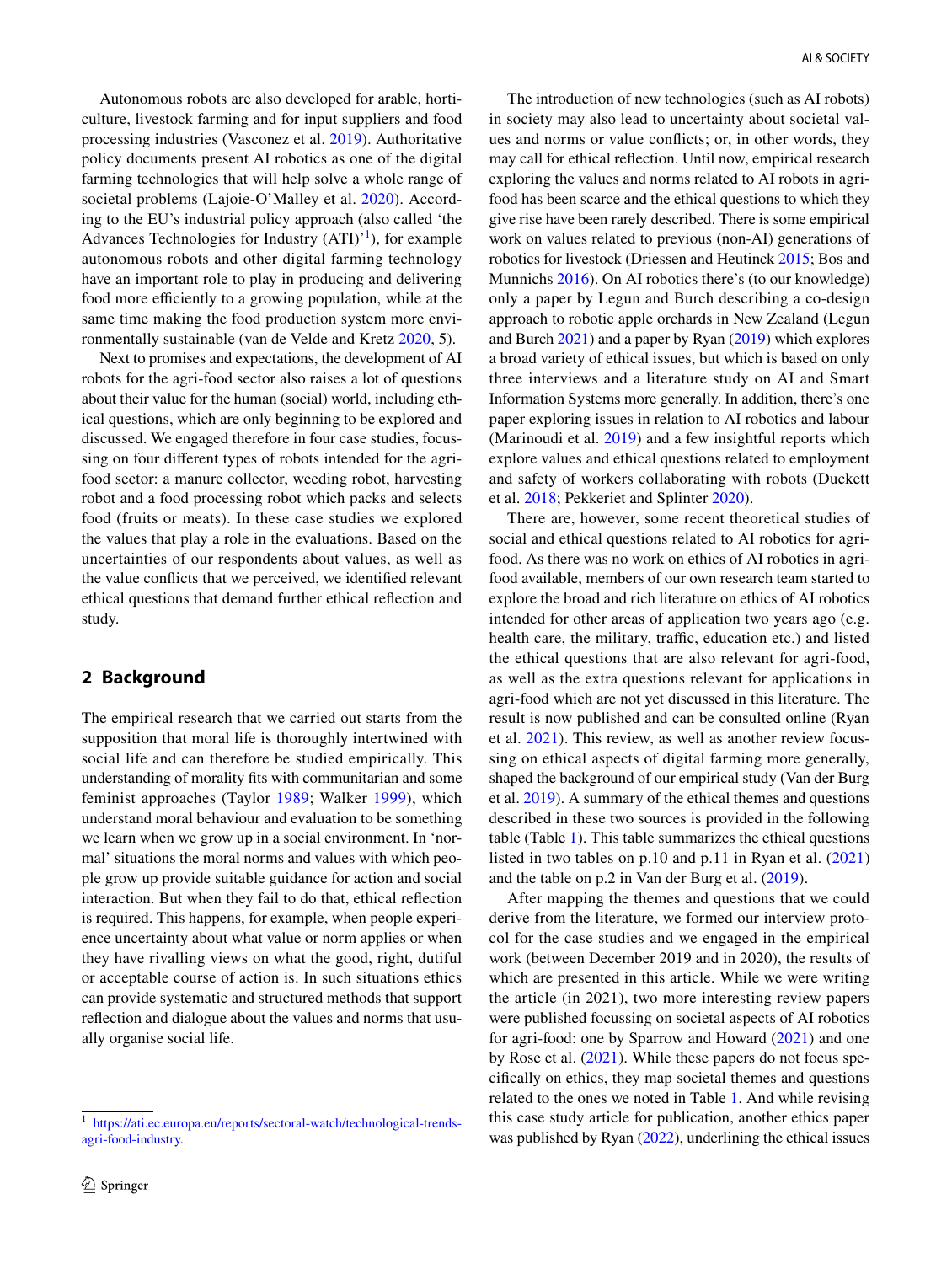Autonomous robots are also developed for arable, horticulture, livestock farming and for input suppliers and food processing industries (Vasconez et al. 2019). Authoritative policy documents present AI robotics as one of the digital farming technologies that will help solve a whole range of societal problems (Lajoie-O'Malley et al. 2020). According to the EU's industrial policy approach (also called 'the Advances Technologies for Industry (ATI)'[1]), for example autonomous robots and other digital farming technology have an important role to play in producing and delivering food more efficiently to a growing population, while at the same time making the food production system more environmentally sustainable (van de Velde and Kretz 2020, 5).

Next to promises and expectations, the development of AI robots for the agri-food sector also raises a lot of questions about their value for the human (social) world, including ethical questions, which are only beginning to be explored and discussed. We engaged therefore in four case studies, focusing on four different types of robots intended for the agri-food sector: a manure collector, weeding robot, harvesting robot and a food processing robot which packs and selects food (fruits or meats). In these case studies we explored the values that play a role in the evaluations. Based on the uncertainties of our respondents about values, as well as the value conflicts that we perceived, we identified relevant ethical questions that demand further ethical reflection and study.

## 2 Background

The empirical research that we carried out starts from the supposition that moral life is thoroughly intertwined with social life and can therefore be studied empirically. This understanding of morality fits with communitarian and some feminist approaches (Taylor 1989; Walker 1999), which understand moral behaviour and evaluation to be something we learn when we grow up in a social environment. In 'normal' situations the moral norms and values with which people grow up provide suitable guidance for action and social interaction. But when they fail to do that, ethical reflection is required. This happens, for example, when people experience uncertainty about what value or norm applies or when they have rivalling views on what the good, right, dutiful or acceptable course of action is. In such situations ethics can provide systematic and structured methods that support reflection and dialogue about the values and norms that usually organise social life.

The introduction of new technologies (such as AI robots) in society may also lead to uncertainty about societal values and norms or value conflicts; or, in other words, they may call for ethical reflection. Until now, empirical research exploring the values and norms related to AI robots in agri-food has been scarce and the ethical questions to which they give rise have been rarely described. There is some empirical work on values related to previous (non-AI) generations of robotics for livestock (Driessen and Heutinck 2015; Bos and Munnichs 2016). On AI robotics there's (to our knowledge) only a paper by Legun and Burch describing a co-design approach to robotic apple orchards in New Zealand (Legun and Burch 2021) and a paper by Ryan (2019) which explores a broad variety of ethical issues, but which is based on only three interviews and a literature study on AI and Smart Information Systems more generally. In addition, there's one paper exploring issues in relation to AI robotics and labour (Marinoudi et al. 2019) and a few insightful reports which explore values and ethical questions related to employment and safety of workers collaborating with robots (Duckett et al. 2018; Pekkeriet and Splinter 2020).

There are, however, some recent theoretical studies of social and ethical questions related to AI robotics for agri-food. As there was no work on ethics of AI robotics in agri-food available, members of our own research team started to explore the broad and rich literature on ethics of AI robotics intended for other areas of application two years ago (e.g. health care, the military, traffic, education etc.) and listed the ethical questions that are also relevant for agri-food, as well as the extra questions relevant for applications in agri-food which are not yet discussed in this literature. The result is now published and can be consulted online (Ryan et al. 2021). This review, as well as another review focussing on ethical aspects of digital farming more generally, shaped the background of our empirical study (Van der Burg et al. 2019). A summary of the ethical themes and questions described in these two sources is provided in the following table (Table 1). This table summarizes the ethical questions listed in two tables on p.10 and p.11 in Ryan et al. (2021) and the table on p.2 in Van der Burg et al. (2019).

After mapping the themes and questions that we could derive from the literature, we formed our interview protocol for the case studies and we engaged in the empirical work (between December 2019 and in 2020), the results of which are presented in this article. While we were writing the article (in 2021), two more interesting review papers were published focussing on societal aspects of AI robotics for agri-food: one by Sparrow and Howard (2021) and one by Rose et al. (2021). While these papers do not focus specifically on ethics, they map societal themes and questions related to the ones we noted in Table 1. And while revising this case study article for publication, another ethics paper was published by Ryan (2022), underlining the ethical issues

[1] https://ati.ec.europa.eu/reports/sectoral-watch/technological-trends-agri-food-industry.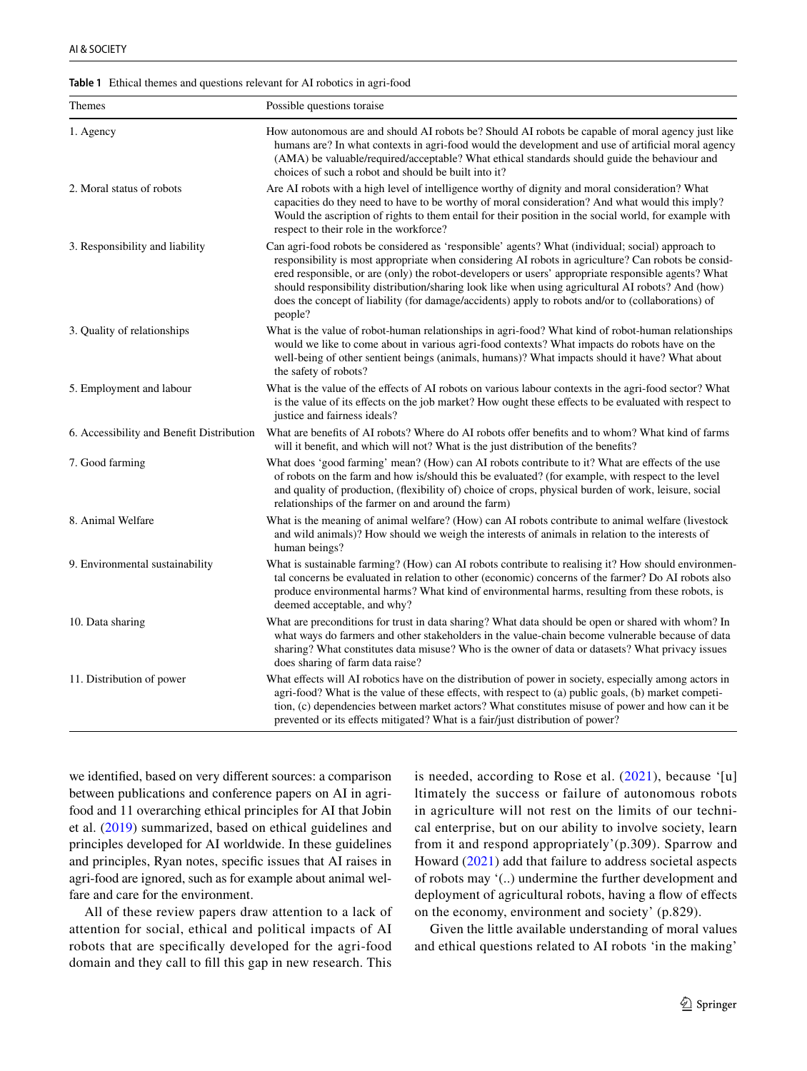**Table 1** Ethical themes and questions relevant for AI robotics in agri-food

| Themes | Possible questions toraise |
|---|---|
| 1. Agency | How autonomous are and should AI robots be? Should AI robots be capable of moral agency just like humans are? In what contexts in agri-food would the development and use of artificial moral agency (AMA) be valuable/required/acceptable? What ethical standards should guide the behaviour and choices of such a robot and should be built into it? |
| 2. Moral status of robots | Are AI robots with a high level of intelligence worthy of dignity and moral consideration? What capacities do they need to have to be worthy of moral consideration? And what would this imply? Would the ascription of rights to them entail for their position in the social world, for example with respect to their role in the workforce? |
| 3. Responsibility and liability | Can agri-food robots be considered as 'responsible' agents? What (individual; social) approach to responsibility is most appropriate when considering AI robots in agriculture? Can robots be considered responsible, or are (only) the robot-developers or users' appropriate responsible agents? What should responsibility distribution/sharing look like when using agricultural AI robots? And (how) does the concept of liability (for damage/accidents) apply to robots and/or to (collaborations) of people? |
| 3. Quality of relationships | What is the value of robot-human relationships in agri-food? What kind of robot-human relationships would we like to come about in various agri-food contexts? What impacts do robots have on the well-being of other sentient beings (animals, humans)? What impacts should it have? What about the safety of robots? |
| 5. Employment and labour | What is the value of the effects of AI robots on various labour contexts in the agri-food sector? What is the value of its effects on the job market? How ought these effects to be evaluated with respect to justice and fairness ideals? |
| 6. Accessibility and Benefit Distribution | What are benefits of AI robots? Where do AI robots offer benefits and to whom? What kind of farms will it benefit, and which will not? What is the just distribution of the benefits? |
| 7. Good farming | What does 'good farming' mean? (How) can AI robots contribute to it? What are effects of the use of robots on the farm and how is/should this be evaluated? (for example, with respect to the level and quality of production, (flexibility of) choice of crops, physical burden of work, leisure, social relationships of the farmer on and around the farm) |
| 8. Animal Welfare | What is the meaning of animal welfare? (How) can AI robots contribute to animal welfare (livestock and wild animals)? How should we weigh the interests of animals in relation to the interests of human beings? |
| 9. Environmental sustainability | What is sustainable farming? (How) can AI robots contribute to realising it? How should environmental concerns be evaluated in relation to other (economic) concerns of the farmer? Do AI robots also produce environmental harms? What kind of environmental harms, resulting from these robots, is deemed acceptable, and why? |
| 10. Data sharing | What are preconditions for trust in data sharing? What data should be open or shared with whom? In what ways do farmers and other stakeholders in the value-chain become vulnerable because of data sharing? What constitutes data misuse? Who is the owner of data or datasets? What privacy issues does sharing of farm data raise? |
| 11. Distribution of power | What effects will AI robotics have on the distribution of power in society, especially among actors in agri-food? What is the value of these effects, with respect to (a) public goals, (b) market competition, (c) dependencies between market actors? What constitutes misuse of power and how can it be prevented or its effects mitigated? What is a fair/just distribution of power? |

we identified, based on very different sources: a comparison between publications and conference papers on AI in agri-food and 11 overarching ethical principles for AI that Jobin et al. (2019) summarized, based on ethical guidelines and principles developed for AI worldwide. In these guidelines and principles, Ryan notes, specific issues that AI raises in agri-food are ignored, such as for example about animal welfare and care for the environment.

All of these review papers draw attention to a lack of attention for social, ethical and political impacts of AI robots that are specifically developed for the agri-food domain and they call to fill this gap in new research. This is needed, according to Rose et al. (2021), because '[u]ltimately the success or failure of autonomous robots in agriculture will not rest on the limits of our technical enterprise, but on our ability to involve society, learn from it and respond appropriately' (p.309). Sparrow and Howard (2021) add that failure to address societal aspects of robots may '(..) undermine the further development and deployment of agricultural robots, having a flow of effects on the economy, environment and society' (p.829).

Given the little available understanding of moral values and ethical questions related to AI robots 'in the making'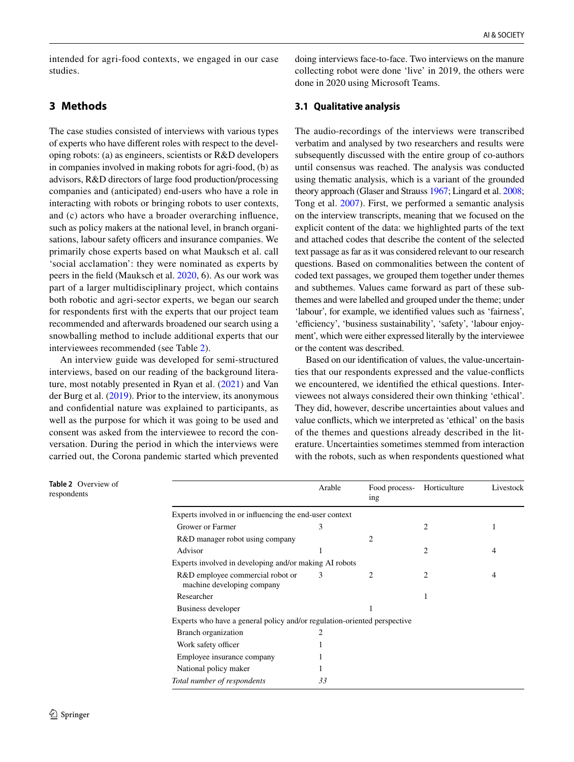intended for agri-food contexts, we engaged in our case studies.

## 3 Methods

The case studies consisted of interviews with various types of experts who have different roles with respect to the developing robots: (a) as engineers, scientists or R&D developers in companies involved in making robots for agri-food, (b) as advisors, R&D directors of large food production/processing companies and (anticipated) end-users who have a role in interacting with robots or bringing robots to user contexts, and (c) actors who have a broader overarching influence, such as policy makers at the national level, in branch organisations, labour safety officers and insurance companies. We primarily chose experts based on what Mauksch et al. call 'social acclamation': they were nominated as experts by peers in the field (Mauksch et al. 2020, 6). As our work was part of a larger multidisciplinary project, which contains both robotic and agri-sector experts, we began our search for respondents first with the experts that our project team recommended and afterwards broadened our search using a snowballing method to include additional experts that our interviewees recommended (see Table 2).

An interview guide was developed for semi-structured interviews, based on our reading of the background literature, most notably presented in Ryan et al. (2021) and Van der Burg et al. (2019). Prior to the interview, its anonymous and confidential nature was explained to participants, as well as the purpose for which it was going to be used and consent was asked from the interviewee to record the conversation. During the period in which the interviews were carried out, the Corona pandemic started which prevented doing interviews face-to-face. Two interviews on the manure collecting robot were done 'live' in 2019, the others were done in 2020 using Microsoft Teams.

### 3.1 Qualitative analysis

The audio-recordings of the interviews were transcribed verbatim and analysed by two researchers and results were subsequently discussed with the entire group of co-authors until consensus was reached. The analysis was conducted using thematic analysis, which is a variant of the grounded theory approach (Glaser and Strauss 1967; Lingard et al. 2008; Tong et al. 2007). First, we performed a semantic analysis on the interview transcripts, meaning that we focused on the explicit content of the data: we highlighted parts of the text and attached codes that describe the content of the selected text passage as far as it was considered relevant to our research questions. Based on commonalities between the content of coded text passages, we grouped them together under themes and subthemes. Values came forward as part of these subthemes and were labelled and grouped under the theme; under 'labour', for example, we identified values such as 'fairness', 'efficiency', 'business sustainability', 'safety', 'labour enjoyment', which were either expressed literally by the interviewee or the content was described.

Based on our identification of values, the value-uncertainties that our respondents expressed and the value-conflicts we encountered, we identified the ethical questions. Interviewees not always considered their own thinking 'ethical'. They did, however, describe uncertainties about values and value conflicts, which we interpreted as 'ethical' on the basis of the themes and questions already described in the literature. Uncertainties sometimes stemmed from interaction with the robots, such as when respondents questioned what

**Table 2** Overview of respondents

| | Arable | Food processing | Horticulture | Livestock |
|---|---|---|---|---|
| Experts involved in or influencing the end-user context | | | | |
| Grower or Farmer | 3 | | 2 | 1 |
| R&D manager robot using company | | 2 | | |
| Advisor | 1 | | 2 | 4 |
| Experts involved in developing and/or making AI robots | | | | |
| R&D employee commercial robot or machine developing company | 3 | 2 | 2 | 4 |
| Researcher | | | 1 | |
| Business developer | | 1 | | |
| Experts who have a general policy and/or regulation-oriented perspective | | | | |
| Branch organization | 2 | | | |
| Work safety officer | 1 | | | |
| Employee insurance company | 1 | | | |
| National policy maker | 1 | | | |
| *Total number of respondents* | *33* | | | |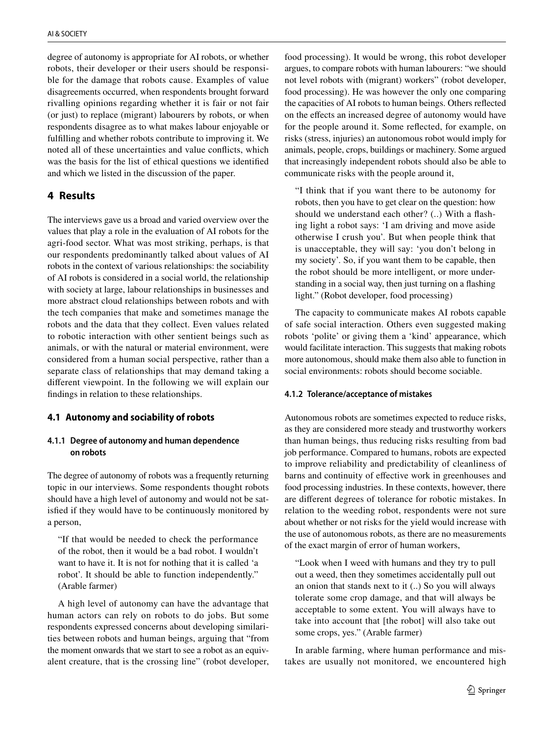degree of autonomy is appropriate for AI robots, or whether robots, their developer or their users should be responsible for the damage that robots cause. Examples of value disagreements occurred, when respondents brought forward rivalling opinions regarding whether it is fair or not fair (or just) to replace (migrant) labourers by robots, or when respondents disagree as to what makes labour enjoyable or fulfilling and whether robots contribute to improving it. We noted all of these uncertainties and value conflicts, which was the basis for the list of ethical questions we identified and which we listed in the discussion of the paper.

## 4 Results

The interviews gave us a broad and varied overview over the values that play a role in the evaluation of AI robots for the agri-food sector. What was most striking, perhaps, is that our respondents predominantly talked about values of AI robots in the context of various relationships: the sociability of AI robots is considered in a social world, the relationship with society at large, labour relationships in businesses and more abstract cloud relationships between robots and with the tech companies that make and sometimes manage the robots and the data that they collect. Even values related to robotic interaction with other sentient beings such as animals, or with the natural or material environment, were considered from a human social perspective, rather than a separate class of relationships that may demand taking a different viewpoint. In the following we will explain our findings in relation to these relationships.

### 4.1 Autonomy and sociability of robots

#### 4.1.1 Degree of autonomy and human dependence on robots

The degree of autonomy of robots was a frequently returning topic in our interviews. Some respondents thought robots should have a high level of autonomy and would not be satisfied if they would have to be continuously monitored by a person,

> "If that would be needed to check the performance of the robot, then it would be a bad robot. I wouldn't want to have it. It is not for nothing that it is called 'a robot'. It should be able to function independently." (Arable farmer)

A high level of autonomy can have the advantage that human actors can rely on robots to do jobs. But some respondents expressed concerns about developing similarities between robots and human beings, arguing that "from the moment onwards that we start to see a robot as an equivalent creature, that is the crossing line" (robot developer, food processing). It would be wrong, this robot developer argues, to compare robots with human labourers: "we should not level robots with (migrant) workers" (robot developer, food processing). He was however the only one comparing the capacities of AI robots to human beings. Others reflected on the effects an increased degree of autonomy would have for the people around it. Some reflected, for example, on risks (stress, injuries) an autonomous robot would imply for animals, people, crops, buildings or machinery. Some argued that increasingly independent robots should also be able to communicate risks with the people around it,

> "I think that if you want there to be autonomy for robots, then you have to get clear on the question: how should we understand each other? (..) With a flashing light a robot says: 'I am driving and move aside otherwise I crush you'. But when people think that is unacceptable, they will say: 'you don't belong in my society'. So, if you want them to be capable, then the robot should be more intelligent, or more understanding in a social way, then just turning on a flashing light." (Robot developer, food processing)

The capacity to communicate makes AI robots capable of safe social interaction. Others even suggested making robots 'polite' or giving them a 'kind' appearance, which would facilitate interaction. This suggests that making robots more autonomous, should make them also able to function in social environments: robots should become sociable.

#### 4.1.2 Tolerance/acceptance of mistakes

Autonomous robots are sometimes expected to reduce risks, as they are considered more steady and trustworthy workers than human beings, thus reducing risks resulting from bad job performance. Compared to humans, robots are expected to improve reliability and predictability of cleanliness of barns and continuity of effective work in greenhouses and food processing industries. In these contexts, however, there are different degrees of tolerance for robotic mistakes. In relation to the weeding robot, respondents were not sure about whether or not risks for the yield would increase with the use of autonomous robots, as there are no measurements of the exact margin of error of human workers,

> "Look when I weed with humans and they try to pull out a weed, then they sometimes accidentally pull out an onion that stands next to it (..) So you will always tolerate some crop damage, and that will always be acceptable to some extent. You will always have to take into account that [the robot] will also take out some crops, yes." (Arable farmer)

In arable farming, where human performance and mistakes are usually not monitored, we encountered high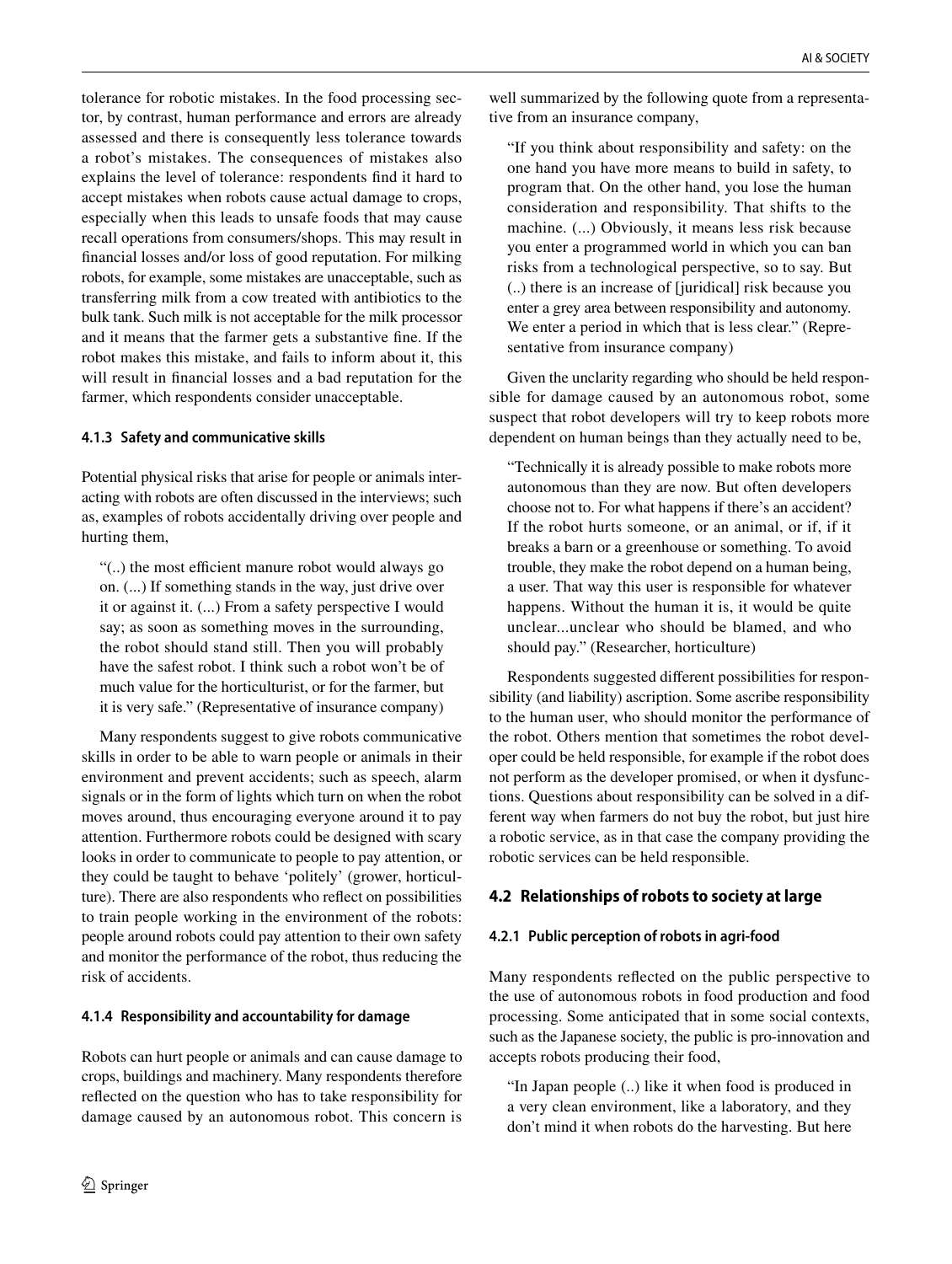tolerance for robotic mistakes. In the food processing sector, by contrast, human performance and errors are already assessed and there is consequently less tolerance towards a robot's mistakes. The consequences of mistakes also explains the level of tolerance: respondents find it hard to accept mistakes when robots cause actual damage to crops, especially when this leads to unsafe foods that may cause recall operations from consumers/shops. This may result in financial losses and/or loss of good reputation. For milking robots, for example, some mistakes are unacceptable, such as transferring milk from a cow treated with antibiotics to the bulk tank. Such milk is not acceptable for the milk processor and it means that the farmer gets a substantive fine. If the robot makes this mistake, and fails to inform about it, this will result in financial losses and a bad reputation for the farmer, which respondents consider unacceptable.

#### 4.1.3 Safety and communicative skills

Potential physical risks that arise for people or animals interacting with robots are often discussed in the interviews; such as, examples of robots accidentally driving over people and hurting them,

> "(..) the most efficient manure robot would always go on. (...) If something stands in the way, just drive over it or against it. (...) From a safety perspective I would say; as soon as something moves in the surrounding, the robot should stand still. Then you will probably have the safest robot. I think such a robot won't be of much value for the horticulturist, or for the farmer, but it is very safe." (Representative of insurance company)

Many respondents suggest to give robots communicative skills in order to be able to warn people or animals in their environment and prevent accidents; such as speech, alarm signals or in the form of lights which turn on when the robot moves around, thus encouraging everyone around it to pay attention. Furthermore robots could be designed with scary looks in order to communicate to people to pay attention, or they could be taught to behave 'politely' (grower, horticulture). There are also respondents who reflect on possibilities to train people working in the environment of the robots: people around robots could pay attention to their own safety and monitor the performance of the robot, thus reducing the risk of accidents.

#### 4.1.4 Responsibility and accountability for damage

Robots can hurt people or animals and can cause damage to crops, buildings and machinery. Many respondents therefore reflected on the question who has to take responsibility for damage caused by an autonomous robot. This concern is well summarized by the following quote from a representative from an insurance company,

> "If you think about responsibility and safety: on the one hand you have more means to build in safety, to program that. On the other hand, you lose the human consideration and responsibility. That shifts to the machine. (...) Obviously, it means less risk because you enter a programmed world in which you can ban risks from a technological perspective, so to say. But (..) there is an increase of [juridical] risk because you enter a grey area between responsibility and autonomy. We enter a period in which that is less clear." (Representative from insurance company)

Given the unclarity regarding who should be held responsible for damage caused by an autonomous robot, some suspect that robot developers will try to keep robots more dependent on human beings than they actually need to be,

> "Technically it is already possible to make robots more autonomous than they are now. But often developers choose not to. For what happens if there's an accident? If the robot hurts someone, or an animal, or if, if it breaks a barn or a greenhouse or something. To avoid trouble, they make the robot depend on a human being, a user. That way this user is responsible for whatever happens. Without the human it is, it would be quite unclear...unclear who should be blamed, and who should pay." (Researcher, horticulture)

Respondents suggested different possibilities for responsibility (and liability) ascription. Some ascribe responsibility to the human user, who should monitor the performance of the robot. Others mention that sometimes the robot developer could be held responsible, for example if the robot does not perform as the developer promised, or when it dysfunctions. Questions about responsibility can be solved in a different way when farmers do not buy the robot, but just hire a robotic service, as in that case the company providing the robotic services can be held responsible.

### 4.2 Relationships of robots to society at large

#### 4.2.1 Public perception of robots in agri-food

Many respondents reflected on the public perspective to the use of autonomous robots in food production and food processing. Some anticipated that in some social contexts, such as the Japanese society, the public is pro-innovation and accepts robots producing their food,

> "In Japan people (..) like it when food is produced in a very clean environment, like a laboratory, and they don't mind it when robots do the harvesting. But here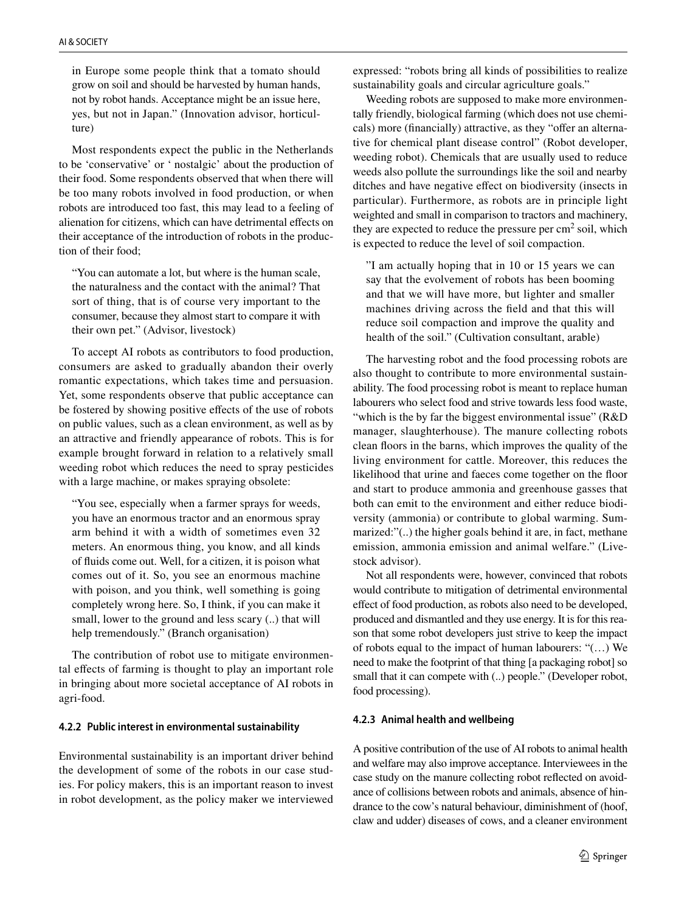in Europe some people think that a tomato should grow on soil and should be harvested by human hands, not by robot hands. Acceptance might be an issue here, yes, but not in Japan." (Innovation advisor, horticulture)

Most respondents expect the public in the Netherlands to be 'conservative' or ' nostalgic' about the production of their food. Some respondents observed that when there will be too many robots involved in food production, or when robots are introduced too fast, this may lead to a feeling of alienation for citizens, which can have detrimental effects on their acceptance of the introduction of robots in the production of their food;

> "You can automate a lot, but where is the human scale, the naturalness and the contact with the animal? That sort of thing, that is of course very important to the consumer, because they almost start to compare it with their own pet." (Advisor, livestock)

To accept AI robots as contributors to food production, consumers are asked to gradually abandon their overly romantic expectations, which takes time and persuasion. Yet, some respondents observe that public acceptance can be fostered by showing positive effects of the use of robots on public values, such as a clean environment, as well as by an attractive and friendly appearance of robots. This is for example brought forward in relation to a relatively small weeding robot which reduces the need to spray pesticides with a large machine, or makes spraying obsolete:

> "You see, especially when a farmer sprays for weeds, you have an enormous tractor and an enormous spray arm behind it with a width of sometimes even 32 meters. An enormous thing, you know, and all kinds of fluids come out. Well, for a citizen, it is poison what comes out of it. So, you see an enormous machine with poison, and you think, well something is going completely wrong here. So, I think, if you can make it small, lower to the ground and less scary (..) that will help tremendously." (Branch organisation)

The contribution of robot use to mitigate environmental effects of farming is thought to play an important role in bringing about more societal acceptance of AI robots in agri-food.

#### 4.2.2 Public interest in environmental sustainability

Environmental sustainability is an important driver behind the development of some of the robots in our case studies. For policy makers, this is an important reason to invest in robot development, as the policy maker we interviewed expressed: "robots bring all kinds of possibilities to realize sustainability goals and circular agriculture goals."

Weeding robots are supposed to make more environmentally friendly, biological farming (which does not use chemicals) more (financially) attractive, as they "offer an alternative for chemical plant disease control" (Robot developer, weeding robot). Chemicals that are usually used to reduce weeds also pollute the surroundings like the soil and nearby ditches and have negative effect on biodiversity (insects in particular). Furthermore, as robots are in principle light weighted and small in comparison to tractors and machinery, they are expected to reduce the pressure per $cm^2$ soil, which is expected to reduce the level of soil compaction.

> "I am actually hoping that in 10 or 15 years we can say that the evolvement of robots has been booming and that we will have more, but lighter and smaller machines driving across the field and that this will reduce soil compaction and improve the quality and health of the soil." (Cultivation consultant, arable)

The harvesting robot and the food processing robots are also thought to contribute to more environmental sustainability. The food processing robot is meant to replace human labourers who select food and strive towards less food waste, "which is the by far the biggest environmental issue" (R&D manager, slaughterhouse). The manure collecting robots clean floors in the barns, which improves the quality of the living environment for cattle. Moreover, this reduces the likelihood that urine and faeces come together on the floor and start to produce ammonia and greenhouse gasses that both can emit to the environment and either reduce biodiversity (ammonia) or contribute to global warming. Summarized:"(..) the higher goals behind it are, in fact, methane emission, ammonia emission and animal welfare." (Livestock advisor).

Not all respondents were, however, convinced that robots would contribute to mitigation of detrimental environmental effect of food production, as robots also need to be developed, produced and dismantled and they use energy. It is for this reason that some robot developers just strive to keep the impact of robots equal to the impact of human labourers: "(…) We need to make the footprint of that thing [a packaging robot] so small that it can compete with (..) people." (Developer robot, food processing).

#### 4.2.3 Animal health and wellbeing

A positive contribution of the use of AI robots to animal health and welfare may also improve acceptance. Interviewees in the case study on the manure collecting robot reflected on avoidance of collisions between robots and animals, absence of hindrance to the cow's natural behaviour, diminishment of (hoof, claw and udder) diseases of cows, and a cleaner environment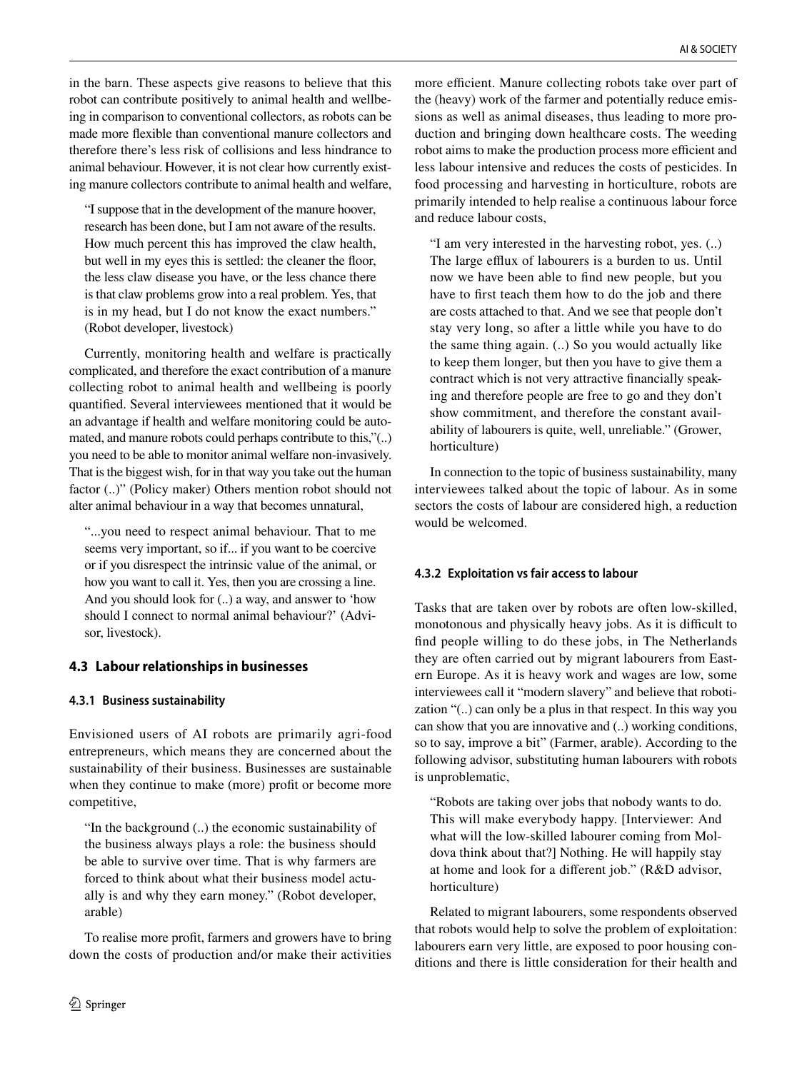in the barn. These aspects give reasons to believe that this robot can contribute positively to animal health and wellbeing in comparison to conventional collectors, as robots can be made more flexible than conventional manure collectors and therefore there's less risk of collisions and less hindrance to animal behaviour. However, it is not clear how currently existing manure collectors contribute to animal health and welfare,

> "I suppose that in the development of the manure hoover, research has been done, but I am not aware of the results. How much percent this has improved the claw health, but well in my eyes this is settled: the cleaner the floor, the less claw disease you have, or the less chance there is that claw problems grow into a real problem. Yes, that is in my head, but I do not know the exact numbers." (Robot developer, livestock)

Currently, monitoring health and welfare is practically complicated, and therefore the exact contribution of a manure collecting robot to animal health and wellbeing is poorly quantified. Several interviewees mentioned that it would be an advantage if health and welfare monitoring could be automated, and manure robots could perhaps contribute to this,"(..) you need to be able to monitor animal welfare non-invasively. That is the biggest wish, for in that way you take out the human factor (..)" (Policy maker) Others mention robot should not alter animal behaviour in a way that becomes unnatural,

> "...you need to respect animal behaviour. That to me seems very important, so if... if you want to be coercive or if you disrespect the intrinsic value of the animal, or how you want to call it. Yes, then you are crossing a line. And you should look for (..) a way, and answer to 'how should I connect to normal animal behaviour?' (Advisor, livestock).

## 4.3 Labour relationships in businesses

### 4.3.1 Business sustainability

Envisioned users of AI robots are primarily agri-food entrepreneurs, which means they are concerned about the sustainability of their business. Businesses are sustainable when they continue to make (more) profit or become more competitive,

> "In the background (..) the economic sustainability of the business always plays a role: the business should be able to survive over time. That is why farmers are forced to think about what their business model actually is and why they earn money." (Robot developer, arable)

To realise more profit, farmers and growers have to bring down the costs of production and/or make their activities more efficient. Manure collecting robots take over part of the (heavy) work of the farmer and potentially reduce emissions as well as animal diseases, thus leading to more production and bringing down healthcare costs. The weeding robot aims to make the production process more efficient and less labour intensive and reduces the costs of pesticides. In food processing and harvesting in horticulture, robots are primarily intended to help realise a continuous labour force and reduce labour costs,

> "I am very interested in the harvesting robot, yes. (..) The large efflux of labourers is a burden to us. Until now we have been able to find new people, but you have to first teach them how to do the job and there are costs attached to that. And we see that people don't stay very long, so after a little while you have to do the same thing again. (..) So you would actually like to keep them longer, but then you have to give them a contract which is not very attractive financially speaking and therefore people are free to go and they don't show commitment, and therefore the constant availability of labourers is quite, well, unreliable." (Grower, horticulture)

In connection to the topic of business sustainability, many interviewees talked about the topic of labour. As in some sectors the costs of labour are considered high, a reduction would be welcomed.

### 4.3.2 Exploitation vs fair access to labour

Tasks that are taken over by robots are often low-skilled, monotonous and physically heavy jobs. As it is difficult to find people willing to do these jobs, in The Netherlands they are often carried out by migrant labourers from Eastern Europe. As it is heavy work and wages are low, some interviewees call it "modern slavery" and believe that robotization "(..) can only be a plus in that respect. In this way you can show that you are innovative and (..) working conditions, so to say, improve a bit" (Farmer, arable). According to the following advisor, substituting human labourers with robots is unproblematic,

> "Robots are taking over jobs that nobody wants to do. This will make everybody happy. [Interviewer: And what will the low-skilled labourer coming from Moldova think about that?] Nothing. He will happily stay at home and look for a different job." (R&D advisor, horticulture)

Related to migrant labourers, some respondents observed that robots would help to solve the problem of exploitation: labourers earn very little, are exposed to poor housing conditions and there is little consideration for their health and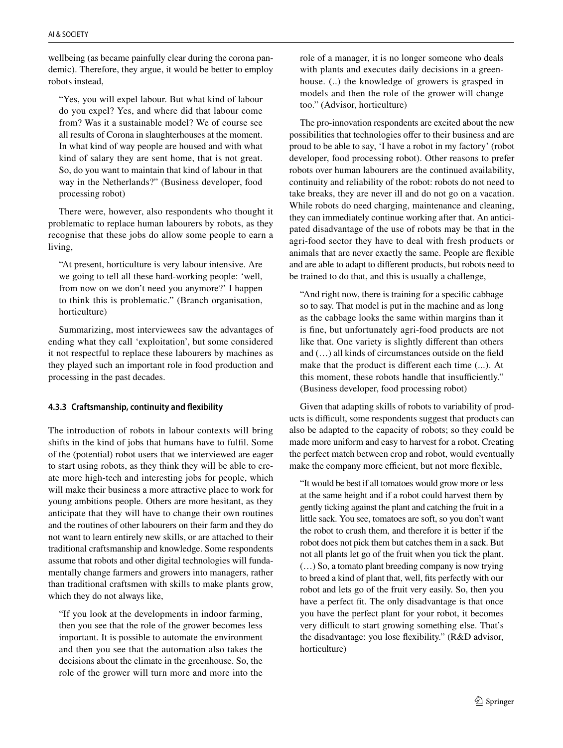wellbeing (as became painfully clear during the corona pandemic). Therefore, they argue, it would be better to employ robots instead,

> "Yes, you will expel labour. But what kind of labour do you expel? Yes, and where did that labour come from? Was it a sustainable model? We of course see all results of Corona in slaughterhouses at the moment. In what kind of way people are housed and with what kind of salary they are sent home, that is not great. So, do you want to maintain that kind of labour in that way in the Netherlands?" (Business developer, food processing robot)

There were, however, also respondents who thought it problematic to replace human labourers by robots, as they recognise that these jobs do allow some people to earn a living,

> "At present, horticulture is very labour intensive. Are we going to tell all these hard-working people: 'well, from now on we don't need you anymore?' I happen to think this is problematic." (Branch organisation, horticulture)

Summarizing, most interviewees saw the advantages of ending what they call 'exploitation', but some considered it not respectful to replace these labourers by machines as they played such an important role in food production and processing in the past decades.

#### 4.3.3 Craftsmanship, continuity and flexibility

The introduction of robots in labour contexts will bring shifts in the kind of jobs that humans have to fulfil. Some of the (potential) robot users that we interviewed are eager to start using robots, as they think they will be able to create more high-tech and interesting jobs for people, which will make their business a more attractive place to work for young ambitions people. Others are more hesitant, as they anticipate that they will have to change their own routines and the routines of other labourers on their farm and they do not want to learn entirely new skills, or are attached to their traditional craftsmanship and knowledge. Some respondents assume that robots and other digital technologies will fundamentally change farmers and growers into managers, rather than traditional craftsmen with skills to make plants grow, which they do not always like,

> "If you look at the developments in indoor farming, then you see that the role of the grower becomes less important. It is possible to automate the environment and then you see that the automation also takes the decisions about the climate in the greenhouse. So, the role of the grower will turn more and more into the role of a manager, it is no longer someone who deals with plants and executes daily decisions in a greenhouse. (..) the knowledge of growers is grasped in models and then the role of the grower will change too." (Advisor, horticulture)

The pro-innovation respondents are excited about the new possibilities that technologies offer to their business and are proud to be able to say, 'I have a robot in my factory' (robot developer, food processing robot). Other reasons to prefer robots over human labourers are the continued availability, continuity and reliability of the robot: robots do not need to take breaks, they are never ill and do not go on a vacation. While robots do need charging, maintenance and cleaning, they can immediately continue working after that. An anticipated disadvantage of the use of robots may be that in the agri-food sector they have to deal with fresh products or animals that are never exactly the same. People are flexible and are able to adapt to different products, but robots need to be trained to do that, and this is usually a challenge,

> "And right now, there is training for a specific cabbage so to say. That model is put in the machine and as long as the cabbage looks the same within margins than it is fine, but unfortunately agri-food products are not like that. One variety is slightly different than others and (…) all kinds of circumstances outside on the field make that the product is different each time (...). At this moment, these robots handle that insufficiently." (Business developer, food processing robot)

Given that adapting skills of robots to variability of products is difficult, some respondents suggest that products can also be adapted to the capacity of robots; so they could be made more uniform and easy to harvest for a robot. Creating the perfect match between crop and robot, would eventually make the company more efficient, but not more flexible,

> "It would be best if all tomatoes would grow more or less at the same height and if a robot could harvest them by gently ticking against the plant and catching the fruit in a little sack. You see, tomatoes are soft, so you don't want the robot to crush them, and therefore it is better if the robot does not pick them but catches them in a sack. But not all plants let go of the fruit when you tick the plant. (…) So, a tomato plant breeding company is now trying to breed a kind of plant that, well, fits perfectly with our robot and lets go of the fruit very easily. So, then you have a perfect fit. The only disadvantage is that once you have the perfect plant for your robot, it becomes very difficult to start growing something else. That's the disadvantage: you lose flexibility." (R&D advisor, horticulture)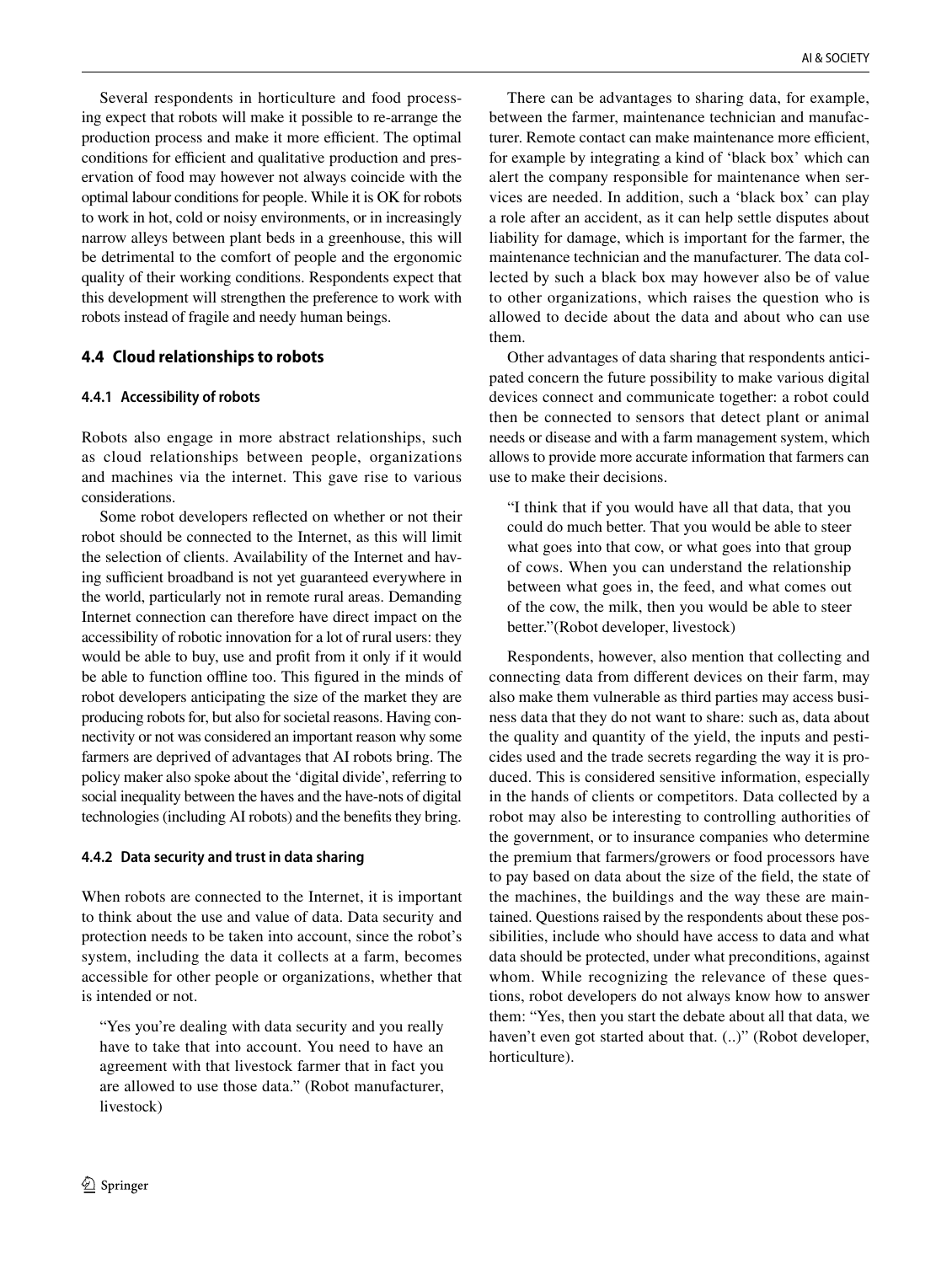Several respondents in horticulture and food processing expect that robots will make it possible to re-arrange the production process and make it more efficient. The optimal conditions for efficient and qualitative production and preservation of food may however not always coincide with the optimal labour conditions for people. While it is OK for robots to work in hot, cold or noisy environments, or in increasingly narrow alleys between plant beds in a greenhouse, this will be detrimental to the comfort of people and the ergonomic quality of their working conditions. Respondents expect that this development will strengthen the preference to work with robots instead of fragile and needy human beings.

### 4.4 Cloud relationships to robots

#### 4.4.1 Accessibility of robots

Robots also engage in more abstract relationships, such as cloud relationships between people, organizations and machines via the internet. This gave rise to various considerations.

Some robot developers reflected on whether or not their robot should be connected to the Internet, as this will limit the selection of clients. Availability of the Internet and having sufficient broadband is not yet guaranteed everywhere in the world, particularly not in remote rural areas. Demanding Internet connection can therefore have direct impact on the accessibility of robotic innovation for a lot of rural users: they would be able to buy, use and profit from it only if it would be able to function offline too. This figured in the minds of robot developers anticipating the size of the market they are producing robots for, but also for societal reasons. Having connectivity or not was considered an important reason why some farmers are deprived of advantages that AI robots bring. The policy maker also spoke about the 'digital divide', referring to social inequality between the haves and the have-nots of digital technologies (including AI robots) and the benefits they bring.

#### 4.4.2 Data security and trust in data sharing

When robots are connected to the Internet, it is important to think about the use and value of data. Data security and protection needs to be taken into account, since the robot's system, including the data it collects at a farm, becomes accessible for other people or organizations, whether that is intended or not.

> "Yes you're dealing with data security and you really have to take that into account. You need to have an agreement with that livestock farmer that in fact you are allowed to use those data." (Robot manufacturer, livestock)

There can be advantages to sharing data, for example, between the farmer, maintenance technician and manufacturer. Remote contact can make maintenance more efficient, for example by integrating a kind of 'black box' which can alert the company responsible for maintenance when services are needed. In addition, such a 'black box' can play a role after an accident, as it can help settle disputes about liability for damage, which is important for the farmer, the maintenance technician and the manufacturer. The data collected by such a black box may however also be of value to other organizations, which raises the question who is allowed to decide about the data and about who can use them.

Other advantages of data sharing that respondents anticipated concern the future possibility to make various digital devices connect and communicate together: a robot could then be connected to sensors that detect plant or animal needs or disease and with a farm management system, which allows to provide more accurate information that farmers can use to make their decisions.

> "I think that if you would have all that data, that you could do much better. That you would be able to steer what goes into that cow, or what goes into that group of cows. When you can understand the relationship between what goes in, the feed, and what comes out of the cow, the milk, then you would be able to steer better."(Robot developer, livestock)

Respondents, however, also mention that collecting and connecting data from different devices on their farm, may also make them vulnerable as third parties may access business data that they do not want to share: such as, data about the quality and quantity of the yield, the inputs and pesticides used and the trade secrets regarding the way it is produced. This is considered sensitive information, especially in the hands of clients or competitors. Data collected by a robot may also be interesting to controlling authorities of the government, or to insurance companies who determine the premium that farmers/growers or food processors have to pay based on data about the size of the field, the state of the machines, the buildings and the way these are maintained. Questions raised by the respondents about these possibilities, include who should have access to data and what data should be protected, under what preconditions, against whom. While recognizing the relevance of these questions, robot developers do not always know how to answer them: "Yes, then you start the debate about all that data, we haven't even got started about that. (..)" (Robot developer, horticulture).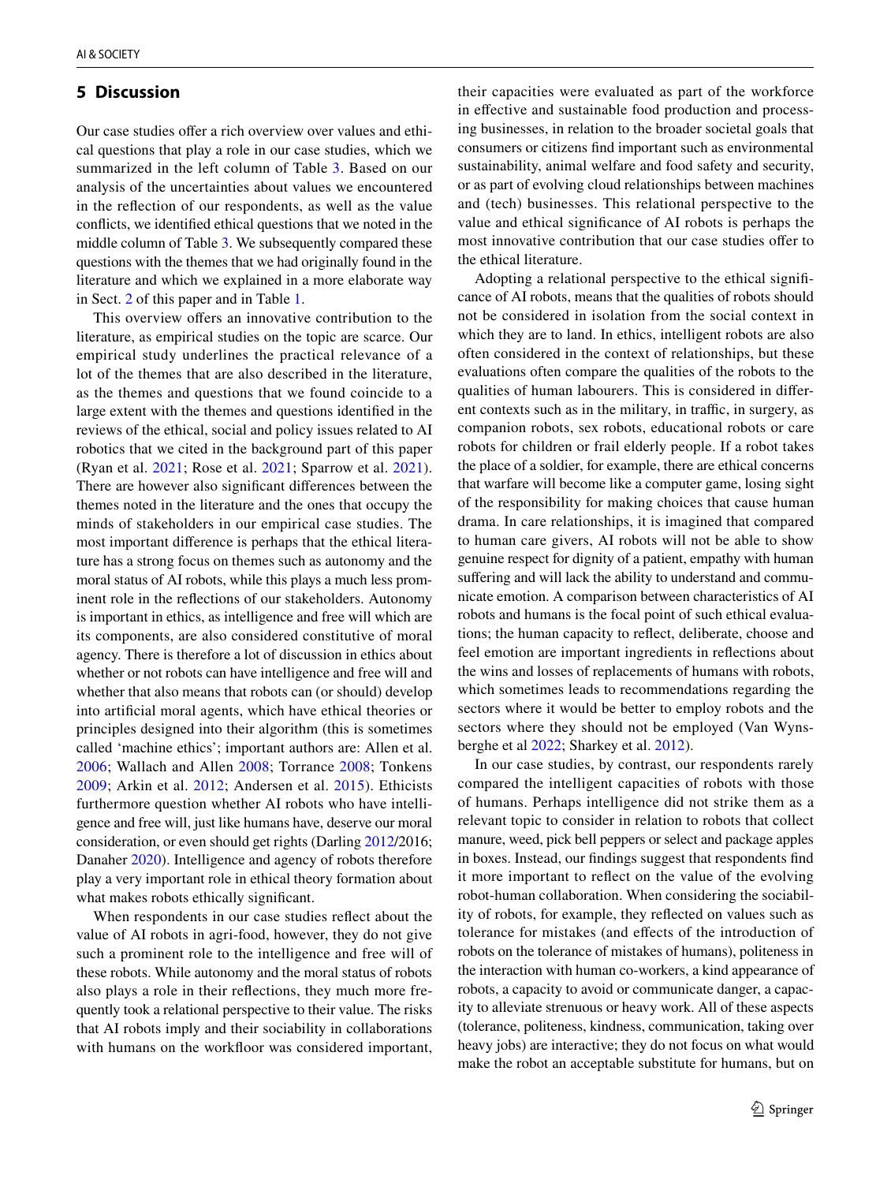## 5 Discussion

Our case studies offer a rich overview over values and ethical questions that play a role in our case studies, which we summarized in the left column of Table 3. Based on our analysis of the uncertainties about values we encountered in the reflection of our respondents, as well as the value conflicts, we identified ethical questions that we noted in the middle column of Table 3. We subsequently compared these questions with the themes that we had originally found in the literature and which we explained in a more elaborate way in Sect. 2 of this paper and in Table 1.

This overview offers an innovative contribution to the literature, as empirical studies on the topic are scarce. Our empirical study underlines the practical relevance of a lot of the themes that are also described in the literature, as the themes and questions that we found coincide to a large extent with the themes and questions identified in the reviews of the ethical, social and policy issues related to AI robotics that we cited in the background part of this paper (Ryan et al. 2021; Rose et al. 2021; Sparrow et al. 2021). There are however also significant differences between the themes noted in the literature and the ones that occupy the minds of stakeholders in our empirical case studies. The most important difference is perhaps that the ethical literature has a strong focus on themes such as autonomy and the moral status of AI robots, while this plays a much less prominent role in the reflections of our stakeholders. Autonomy is important in ethics, as intelligence and free will which are its components, are also considered constitutive of moral agency. There is therefore a lot of discussion in ethics about whether or not robots can have intelligence and free will and whether that also means that robots can (or should) develop into artificial moral agents, which have ethical theories or principles designed into their algorithm (this is sometimes called 'machine ethics'; important authors are: Allen et al. 2006; Wallach and Allen 2008; Torrance 2008; Tonkens 2009; Arkin et al. 2012; Andersen et al. 2015). Ethicists furthermore question whether AI robots who have intelligence and free will, just like humans have, deserve our moral consideration, or even should get rights (Darling 2012/2016; Danaher 2020). Intelligence and agency of robots therefore play a very important role in ethical theory formation about what makes robots ethically significant.

When respondents in our case studies reflect about the value of AI robots in agri-food, however, they do not give such a prominent role to the intelligence and free will of these robots. While autonomy and the moral status of robots also plays a role in their reflections, they much more frequently took a relational perspective to their value. The risks that AI robots imply and their sociability in collaborations with humans on the workfloor was considered important, their capacities were evaluated as part of the workforce in effective and sustainable food production and processing businesses, in relation to the broader societal goals that consumers or citizens find important such as environmental sustainability, animal welfare and food safety and security, or as part of evolving cloud relationships between machines and (tech) businesses. This relational perspective to the value and ethical significance of AI robots is perhaps the most innovative contribution that our case studies offer to the ethical literature.

Adopting a relational perspective to the ethical significance of AI robots, means that the qualities of robots should not be considered in isolation from the social context in which they are to land. In ethics, intelligent robots are also often considered in the context of relationships, but these evaluations often compare the qualities of the robots to the qualities of human labourers. This is considered in different contexts such as in the military, in traffic, in surgery, as companion robots, sex robots, educational robots or care robots for children or frail elderly people. If a robot takes the place of a soldier, for example, there are ethical concerns that warfare will become like a computer game, losing sight of the responsibility for making choices that cause human drama. In care relationships, it is imagined that compared to human care givers, AI robots will not be able to show genuine respect for dignity of a patient, empathy with human suffering and will lack the ability to understand and communicate emotion. A comparison between characteristics of AI robots and humans is the focal point of such ethical evaluations; the human capacity to reflect, deliberate, choose and feel emotion are important ingredients in reflections about the wins and losses of replacements of humans with robots, which sometimes leads to recommendations regarding the sectors where it would be better to employ robots and the sectors where they should not be employed (Van Wynsberghe et al 2022; Sharkey et al. 2012).

In our case studies, by contrast, our respondents rarely compared the intelligent capacities of robots with those of humans. Perhaps intelligence did not strike them as a relevant topic to consider in relation to robots that collect manure, weed, pick bell peppers or select and package apples in boxes. Instead, our findings suggest that respondents find it more important to reflect on the value of the evolving robot-human collaboration. When considering the sociability of robots, for example, they reflected on values such as tolerance for mistakes (and effects of the introduction of robots on the tolerance of mistakes of humans), politeness in the interaction with human co-workers, a kind appearance of robots, a capacity to avoid or communicate danger, a capacity to alleviate strenuous or heavy work. All of these aspects (tolerance, politeness, kindness, communication, taking over heavy jobs) are interactive; they do not focus on what would make the robot an acceptable substitute for humans, but on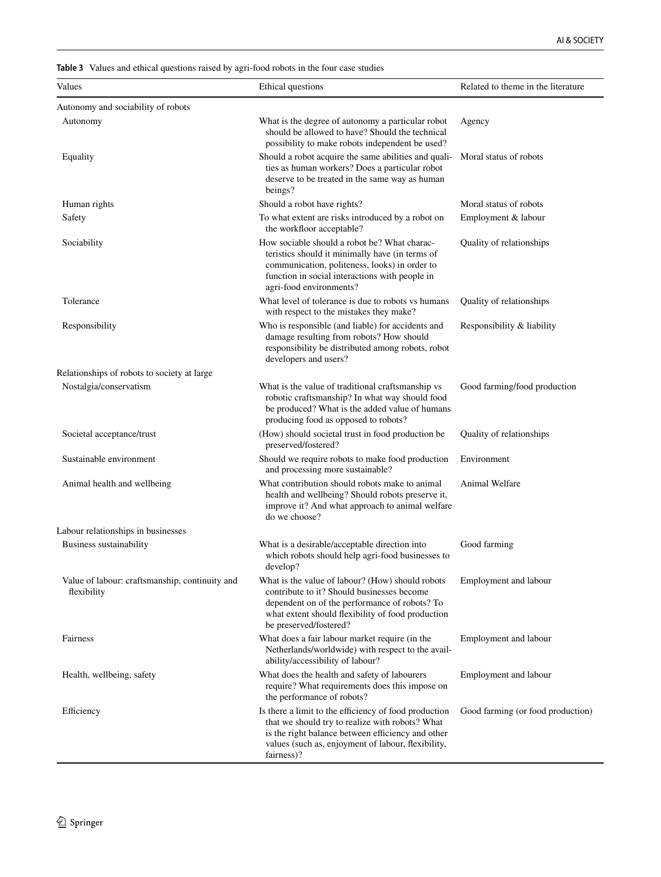**Table 3** Values and ethical questions raised by agri-food robots in the four case studies

| Values | Ethical questions | Related to theme in the literature |
|---|---|---|
| Autonomy and sociability of robots | | |
| Autonomy | What is the degree of autonomy a particular robot should be allowed to have? Should the technical possibility to make robots independent be used? | Agency |
| Equality | Should a robot acquire the same abilities and qualities as human workers? Does a particular robot deserve to be treated in the same way as human beings? | Moral status of robots |
| Human rights | Should a robot have rights? | Moral status of robots |
| Safety | To what extent are risks introduced by a robot on the workfloor acceptable? | Employment & labour |
| Sociability | How sociable should a robot be? What characteristics should it minimally have (in terms of communication, politeness, looks) in order to function in social interactions with people in agri-food environments? | Quality of relationships |
| Tolerance | What level of tolerance is due to robots vs humans with respect to the mistakes they make? | Quality of relationships |
| Responsibility | Who is responsible (and liable) for accidents and damage resulting from robots? How should responsibility be distributed among robots, robot developers and users? | Responsibility & liability |
| Relationships of robots to society at large | | |
| Nostalgia/conservatism | What is the value of traditional craftsmanship vs robotic craftsmanship? In what way should food be produced? What is the added value of humans producing food as opposed to robots? | Good farming/food production |
| Societal acceptance/trust | (How) should societal trust in food production be preserved/fostered? | Quality of relationships |
| Sustainable environment | Should we require robots to make food production and processing more sustainable? | Environment |
| Animal health and wellbeing | What contribution should robots make to animal health and wellbeing? Should robots preserve it, improve it? And what approach to animal welfare do we choose? | Animal Welfare |
| Labour relationships in businesses | | |
| Business sustainability | What is a desirable/acceptable direction into which robots should help agri-food businesses to develop? | Good farming |
| Value of labour: craftsmanship, continuity and flexibility | What is the value of labour? (How) should robots contribute to it? Should businesses become dependent on of the performance of robots? To what extent should flexibility of food production be preserved/fostered? | Employment and labour |
| Fairness | What does a fair labour market require (in the Netherlands/worldwide) with respect to the availability/accessibility of labour? | Employment and labour |
| Health, wellbeing, safety | What does the health and safety of labourers require? What requirements does this impose on the performance of robots? | Employment and labour |
| Efficiency | Is there a limit to the efficiency of food production that we should try to realize with robots? What is the right balance between efficiency and other values (such as, enjoyment of labour, flexibility, fairness)? | Good farming (or food production) |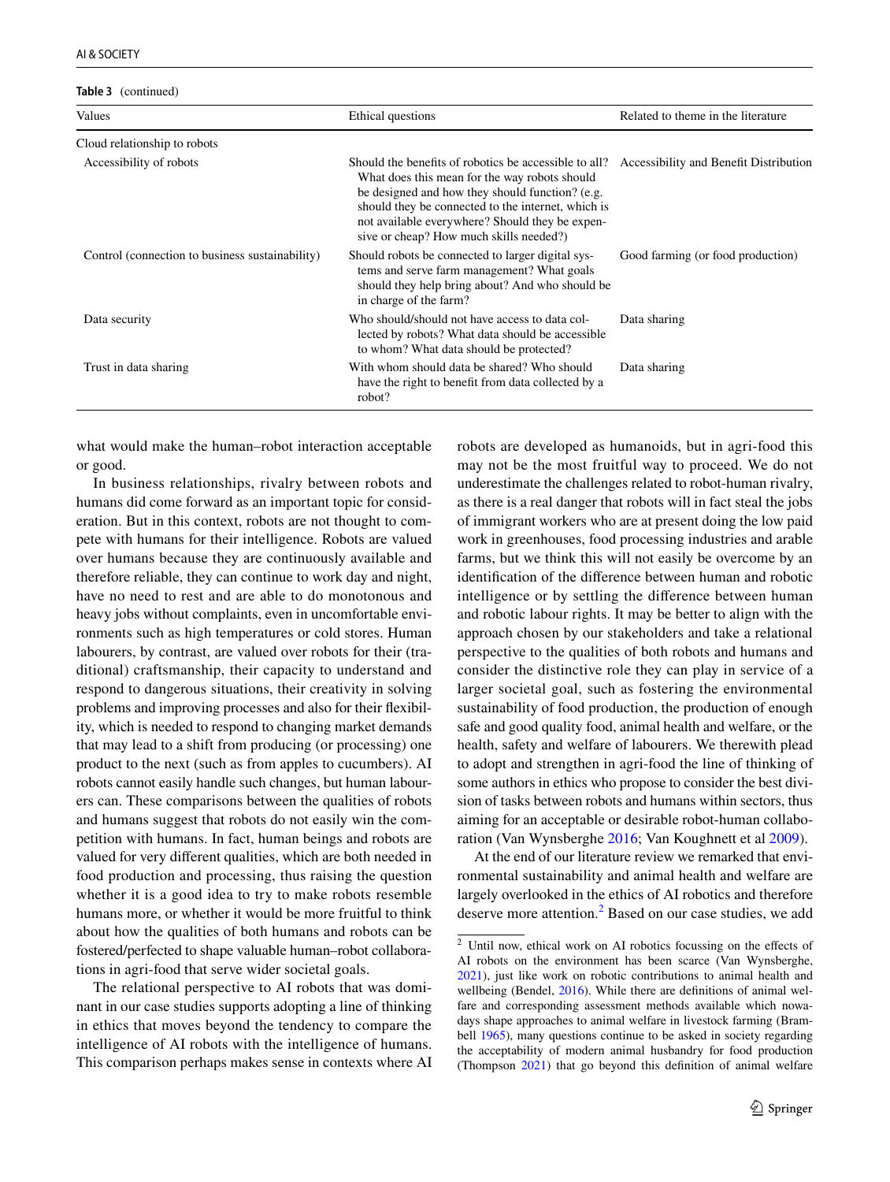**Table 3** (continued)

| Values | Ethical questions | Related to theme in the literature |
|---|---|---|
| Cloud relationship to robots | | |
| Accessibility of robots | Should the benefits of robotics be accessible to all? What does this mean for the way robots should be designed and how they should function? (e.g. should they be connected to the internet, which is not available everywhere? Should they be expensive or cheap? How much skills needed?) | Accessibility and Benefit Distribution |
| Control (connection to business sustainability) | Should robots be connected to larger digital systems and serve farm management? What goals should they help bring about? And who should be in charge of the farm? | Good farming (or food production) |
| Data security | Who should/should not have access to data collected by robots? What data should be accessible to whom? What data should be protected? | Data sharing |
| Trust in data sharing | With whom should data be shared? Who should have the right to benefit from data collected by a robot? | Data sharing |

what would make the human–robot interaction acceptable or good.

In business relationships, rivalry between robots and humans did come forward as an important topic for consideration. But in this context, robots are not thought to compete with humans for their intelligence. Robots are valued over humans because they are continuously available and therefore reliable, they can continue to work day and night, have no need to rest and are able to do monotonous and heavy jobs without complaints, even in uncomfortable environments such as high temperatures or cold stores. Human labourers, by contrast, are valued over robots for their (traditional) craftsmanship, their capacity to understand and respond to dangerous situations, their creativity in solving problems and improving processes and also for their flexibility, which is needed to respond to changing market demands that may lead to a shift from producing (or processing) one product to the next (such as from apples to cucumbers). AI robots cannot easily handle such changes, but human labourers can. These comparisons between the qualities of robots and humans suggest that robots do not easily win the competition with humans. In fact, human beings and robots are valued for very different qualities, which are both needed in food production and processing, thus raising the question whether it is a good idea to try to make robots resemble humans more, or whether it would be more fruitful to think about how the qualities of both humans and robots can be fostered/perfected to shape valuable human–robot collaborations in agri-food that serve wider societal goals.

The relational perspective to AI robots that was dominant in our case studies supports adopting a line of thinking in ethics that moves beyond the tendency to compare the intelligence of AI robots with the intelligence of humans. This comparison perhaps makes sense in contexts where AI robots are developed as humanoids, but in agri-food this may not be the most fruitful way to proceed. We do not underestimate the challenges related to robot-human rivalry, as there is a real danger that robots will in fact steal the jobs of immigrant workers who are at present doing the low paid work in greenhouses, food processing industries and arable farms, but we think this will not easily be overcome by an identification of the difference between human and robotic intelligence or by settling the difference between human and robotic labour rights. It may be better to align with the approach chosen by our stakeholders and take a relational perspective to the qualities of both robots and humans and consider the distinctive role they can play in service of a larger societal goal, such as fostering the environmental sustainability of food production, the production of enough safe and good quality food, animal health and welfare, or the health, safety and welfare of labourers. We therewith plead to adopt and strengthen in agri-food the line of thinking of some authors in ethics who propose to consider the best division of tasks between robots and humans within sectors, thus aiming for an acceptable or desirable robot-human collaboration (Van Wynsberghe 2016; Van Koughnett et al 2009).

At the end of our literature review we remarked that environmental sustainability and animal health and welfare are largely overlooked in the ethics of AI robotics and therefore deserve more attention.[2] Based on our case studies, we add

[2] Until now, ethical work on AI robotics focussing on the effects of AI robots on the environment has been scarce (Van Wynsberghe, 2021), just like work on robotic contributions to animal health and wellbeing (Bendel, 2016). While there are definitions of animal welfare and corresponding assessment methods available which nowadays shape approaches to animal welfare in livestock farming (Brambell 1965), many questions continue to be asked in society regarding the acceptability of modern animal husbandry for food production (Thompson 2021) that go beyond this definition of animal welfare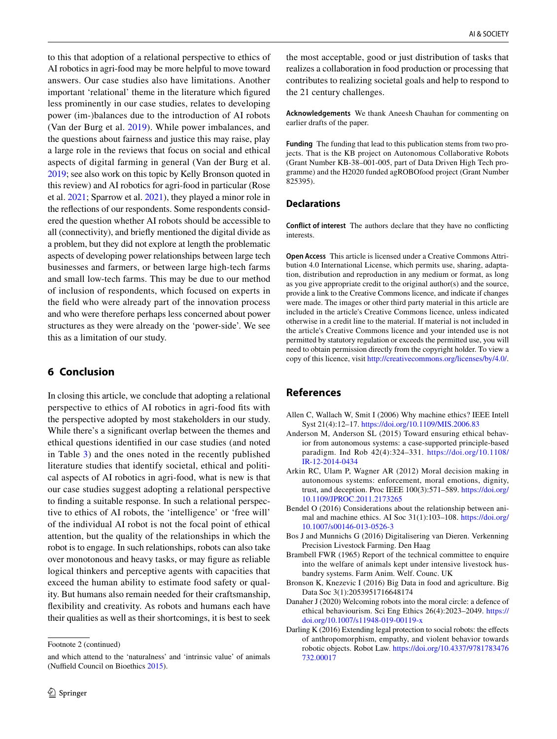to this that adoption of a relational perspective to ethics of AI robotics in agri-food may be more helpful to move toward answers. Our case studies also have limitations. Another important 'relational' theme in the literature which figured less prominently in our case studies, relates to developing power (im-)balances due to the introduction of AI robots (Van der Burg et al. 2019). While power imbalances, and the questions about fairness and justice this may raise, play a large role in the reviews that focus on social and ethical aspects of digital farming in general (Van der Burg et al. 2019; see also work on this topic by Kelly Bronson quoted in this review) and AI robotics for agri-food in particular (Rose et al. 2021; Sparrow et al. 2021), they played a minor role in the reflections of our respondents. Some respondents considered the question whether AI robots should be accessible to all (connectivity), and briefly mentioned the digital divide as a problem, but they did not explore at length the problematic aspects of developing power relationships between large tech businesses and farmers, or between large high-tech farms and small low-tech farms. This may be due to our method of inclusion of respondents, which focused on experts in the field who were already part of the innovation process and who were therefore perhaps less concerned about power structures as they were already on the 'power-side'. We see this as a limitation of our study.

## 6 Conclusion

In closing this article, we conclude that adopting a relational perspective to ethics of AI robotics in agri-food fits with the perspective adopted by most stakeholders in our study. While there's a significant overlap between the themes and ethical questions identified in our case studies (and noted in Table 3) and the ones noted in the recently published literature studies that identify societal, ethical and political aspects of AI robotics in agri-food, what is new is that our case studies suggest adopting a relational perspective to finding a suitable response. In such a relational perspective to ethics of AI robots, the 'intelligence' or 'free will' of the individual AI robot is not the focal point of ethical attention, but the quality of the relationships in which the robot is to engage. In such relationships, robots can also take over monotonous and heavy tasks, or may figure as reliable logical thinkers and perceptive agents with capacities that exceed the human ability to estimate food safety or quality. But humans also remain needed for their craftsmanship, flexibility and creativity. As robots and humans each have their qualities as well as their shortcomings, it is best to seek the most acceptable, good or just distribution of tasks that realizes a collaboration in food production or processing that contributes to realizing societal goals and help to respond to the 21 century challenges.

Footnote 2 (continued)

and which attend to the 'naturalness' and 'intrinsic value' of animals (Nuffield Council on Bioethics 2015).

**Acknowledgements** We thank Aneesh Chauhan for commenting on earlier drafts of the paper.

**Funding** The funding that lead to this publication stems from two projects. That is the KB project on Autonomous Collaborative Robots (Grant Number KB-38–001-005, part of Data Driven High Tech programme) and the H2020 funded agROBOfood project (Grant Number 825395).

## Declarations

**Conflict of interest** The authors declare that they have no conflicting interests.

**Open Access** This article is licensed under a Creative Commons Attribution 4.0 International License, which permits use, sharing, adaptation, distribution and reproduction in any medium or format, as long as you give appropriate credit to the original author(s) and the source, provide a link to the Creative Commons licence, and indicate if changes were made. The images or other third party material in this article are included in the article's Creative Commons licence, unless indicated otherwise in a credit line to the material. If material is not included in the article's Creative Commons licence and your intended use is not permitted by statutory regulation or exceeds the permitted use, you will need to obtain permission directly from the copyright holder. To view a copy of this licence, visit http://creativecommons.org/licenses/by/4.0/.

## References

Allen C, Wallach W, Smit I (2006) Why machine ethics? IEEE Intell Syst 21(4):12–17. https://doi.org/10.1109/MIS.2006.83

Anderson M, Anderson SL (2015) Toward ensuring ethical behavior from autonomous systems: a case-supported principle-based paradigm. Ind Rob 42(4):324–331. https://doi.org/10.1108/IR-12-2014-0434

Arkin RC, Ulam P, Wagner AR (2012) Moral decision making in autonomous systems: enforcement, moral emotions, dignity, trust, and deception. Proc IEEE 100(3):571–589. https://doi.org/10.1109/JPROC.2011.2173265

Bendel O (2016) Considerations about the relationship between animal and machine ethics. AI Soc 31(1):103–108. https://doi.org/10.1007/s00146-013-0526-3

Bos J and Munnichs G (2016) Digitalisering van Dieren. Verkenning Precision Livestock Farming. Den Haag

Brambell FWR (1965) Report of the technical committee to enquire into the welfare of animals kept under intensive livestock husbandry systems. Farm Anim. Welf. Counc. UK

Bronson K, Knezevic I (2016) Big Data in food and agriculture. Big Data Soc 3(1):2053951716648174

Danaher J (2020) Welcoming robots into the moral circle: a defence of ethical behaviourism. Sci Eng Ethics 26(4):2023–2049. https://doi.org/10.1007/s11948-019-00119-x

Darling K (2016) Extending legal protection to social robots: the effects of anthropomorphism, empathy, and violent behavior towards robotic objects. Robot Law. https://doi.org/10.4337/9781783476732.00017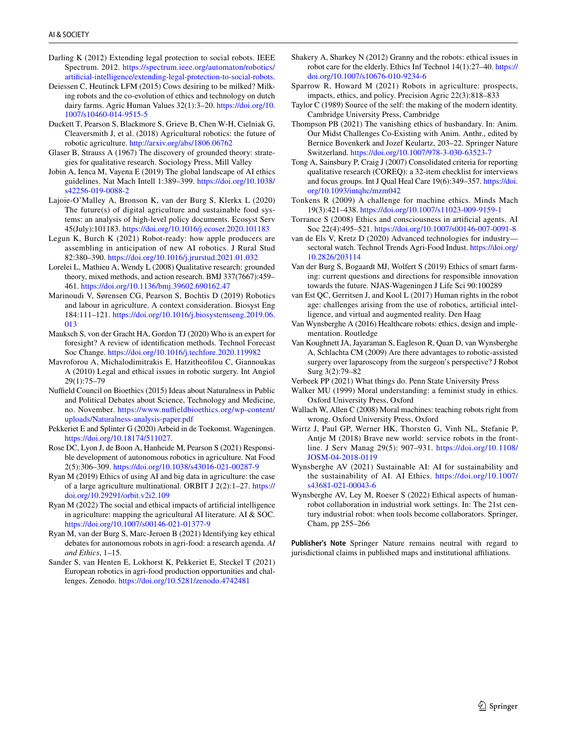Darling K (2012) Extending legal protection to social robots. IEEE Spectrum. 2012. https://spectrum.ieee.org/automaton/robotics/artificial-intelligence/extending-legal-protection-to-social-robots.

Deiessen C, Heutinck LFM (2015) Cows desiring to be milked? Milking robots and the co-evolution of ethics and technology on dutch dairy farms. Agric Human Values 32(1):3–20. https://doi.org/10.1007/s10460-014-9515-5

Duckett T, Pearson S, Blackmore S, Grieve B, Chen W-H, Cielniak G, Cleaversmith J, et al. (2018) Agricultural robotics: the future of robotic agriculture. http://arxiv.org/abs/1806.06762

Glaser B, Strauss A (1967) The discovery of grounded theory: strategies for qualitative research. Sociology Press, Mill Valley

Jobin A, Ienca M, Vayena E (2019) The global landscape of AI ethics guidelines. Nat Mach Intell 1:389–399. https://doi.org/10.1038/s42256-019-0088-2

Lajoie-O'Malley A, Bronson K, van der Burg S, Klerkx L (2020) The future(s) of digital agriculture and sustainable food systems: an analysis of high-level policy documents. Ecosyst Serv 45(July):101183. https://doi.org/10.1016/j.ecoser.2020.101183

Legun K, Burch K (2021) Robot-ready: how apple producers are assembling in anticipation of new AI robotics. J Rural Stud 82:380–390. https://doi.org/10.1016/j.jrurstud.2021.01.032

Lorelei L, Mathieu A, Wendy L (2008) Qualitative research: grounded theory, mixed methods, and action research. BMJ 337(7667):459–461. https://doi.org/10.1136/bmj.39602.690162.47

Marinoudi V, Sørensen CG, Pearson S, Bochtis D (2019) Robotics and labour in agriculture. A context consideration. Biosyst Eng 184:111–121. https://doi.org/10.1016/j.biosystemseng.2019.06.013

Mauksch S, von der Gracht HA, Gordon TJ (2020) Who is an expert for foresight? A review of identification methods. Technol Forecast Soc Change. https://doi.org/10.1016/j.techfore.2020.119982

Mavroforou A, Michalodimitrakis E, Hatzitheofilou C, Giannoukas A (2010) Legal and ethical issues in robotic surgery. Int Angiol 29(1):75–79

Nuffield Council on Bioethics (2015) Ideas about Naturalness in Public and Political Debates about Science, Technology and Medicine, no. November. https://www.nuffieldbioethics.org/wp-content/uploads/Naturalness-analysis-paper.pdf

Pekkeriet E and Splinter G (2020) Arbeid in de Toekomst. Wageningen. https://doi.org/10.18174/511027.

Rose DC, Lyon J, de Boon A, Hanheide M, Pearson S (2021) Responsible development of autonomous robotics in agriculture. Nat Food 2(5):306–309. https://doi.org/10.1038/s43016-021-00287-9

Ryan M (2019) Ethics of using AI and big data in agriculture: the case of a large agriculture multinational. ORBIT J 2(2):1–27. https://doi.org/10.29291/orbit.v2i2.109

Ryan M (2022) The social and ethical impacts of artificial intelligence in agriculture: mapping the agricultural AI literature. AI & SOC. https://doi.org/10.1007/s00146-021-01377-9

Ryan M, van der Burg S, Marc-Jeroen B (2021) Identifying key ethical debates for autonomous robots in agri-food: a research agenda. *AI and Ethics*, 1–15.

Sander S, van Henten E, Lokhorst K, Pekkeriet E, Steckel T (2021) European robotics in agri-food production opportunities and challenges. Zenodo. https://doi.org/10.5281/zenodo.4742481

Shakery A, Sharkey N (2012) Granny and the robots: ethical issues in robot care for the elderly. Ethics Inf Technol 14(1):27–40. https://doi.org/10.1007/s10676-010-9234-6

Sparrow R, Howard M (2021) Robots in agriculture: prospects, impacts, ethics, and policy. Precision Agric 22(3):818–833

Taylor C (1989) Source of the self: the making of the modern identity. Cambridge University Press, Cambridge

Thompson PB (2021) The vanishing ethics of husbandary. In: Anim. Our Midst Challenges Co-Existing with Anim. Anthr., edited by Bernice Bovenkerk and Jozef Keulartz, 203–22. Springer Nature Switzerland. https://doi.org/10.1007/978-3-030-63523-7

Tong A, Sainsbury P, Craig J (2007) Consolidated criteria for reporting qualitative research (COREQ): a 32-item checklist for interviews and focus groups. Int J Qual Heal Care 19(6):349–357. https://doi.org/10.1093/intqhc/mzm042

Tonkens R (2009) A challenge for machine ethics. Minds Mach 19(3):421–438. https://doi.org/10.1007/s11023-009-9159-1

Torrance S (2008) Ethics and consciousness in artificial agents. AI Soc 22(4):495–521. https://doi.org/10.1007/s00146-007-0091-8

van de Els V, Kretz D (2020) Advanced technologies for industry—sectoral watch. Technol Trends Agri-Food Indust. https://doi.org/10.2826/203114

Van der Burg S, Bogaardt MJ, Wolfert S (2019) Ethics of smart farming: current questions and directions for responsible innovation towards the future. NJAS-Wageningen J Life Sci 90:100289

van Est QC, Gerritsen J, and Kool L (2017) Human rights in the robot age: challenges arising from the use of robotics, artificial intelligence, and virtual and augmented reality. Den Haag

Van Wynsberghe A (2016) Healthcare robots: ethics, design and implementation. Routledge

Van Koughnett JA, Jayaraman S, Eagleson R, Quan D, van Wynsberghe A, Schlachta CM (2009) Are there advantages to robotic-assisted surgery over laparoscopy from the surgeon's perspective? J Robot Surg 3(2):79–82

Verbeek PP (2021) What things do. Penn State University Press

Walker MU (1999) Moral understanding: a feminist study in ethics. Oxford University Press, Oxford

Wallach W, Allen C (2008) Moral machines: teaching robots right from wrong. Oxford University Press, Oxford

Wirtz J, Paul GP, Werner HK, Thorsten G, Vinh NL, Stefanie P, Antje M (2018) Brave new world: service robots in the frontline. J Serv Manag 29(5): 907–931. https://doi.org/10.1108/JOSM-04-2018-0119

Wynsberghe AV (2021) Sustainable AI: AI for sustainability and the sustainability of AI. AI Ethics. https://doi.org/10.1007/s43681-021-00043-6

Wynsberghe AV, Ley M, Roeser S (2022) Ethical aspects of human-robot collaboration in industrial work settings. In: The 21st century industrial robot: when tools become collaborators. Springer, Cham, pp 255–266

**Publisher's Note** Springer Nature remains neutral with regard to jurisdictional claims in published maps and institutional affiliations.